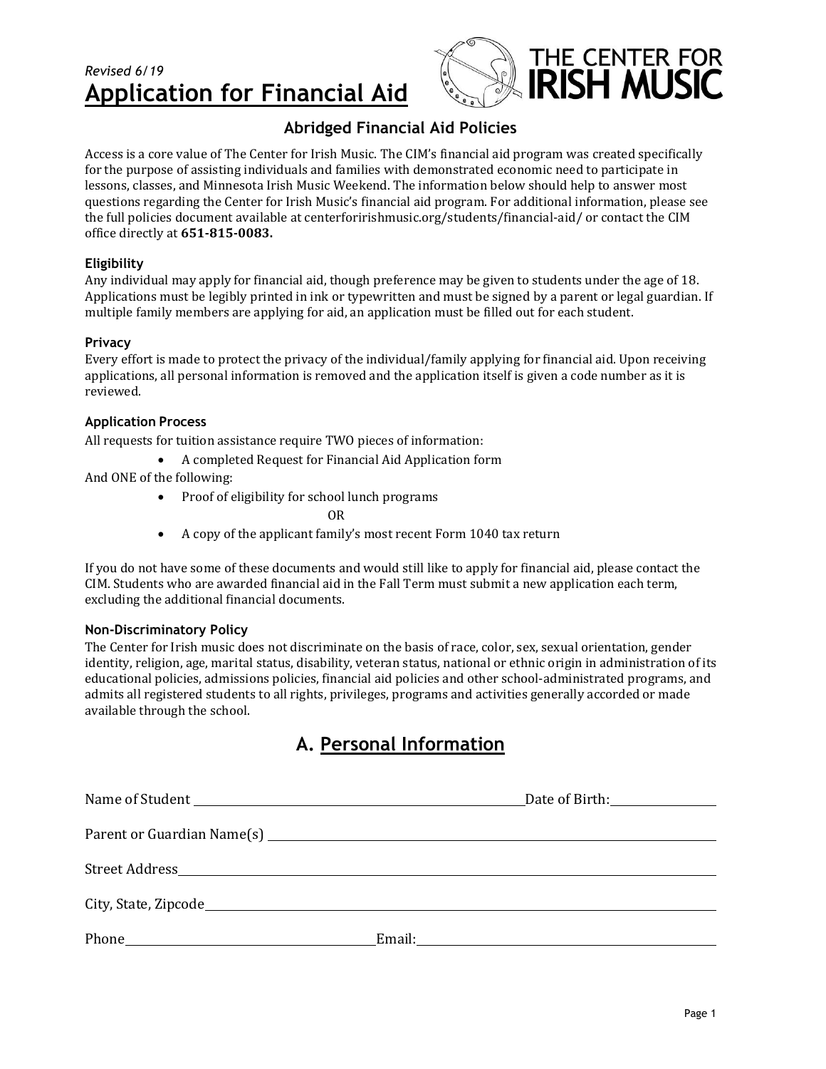*Revised 6/19*

# Application for Financial Aid

THE CENTER FOR IRISH MUSIC

## Abridged Financial Aid Policies

Access is a core value of The Center for Irish Music. The CIM's financial aid program was created specifically for the purpose of assisting individuals and families with demonstrated economic need to participate in lessons, classes, and Minnesota Irish Music Weekend. The information below should help to answer most questions regarding the Center for Irish Music's financial aid program. For additional information, please see the full policies document available at centerforirishmusic.org/students/financial-aid/ or contact the CIM office directly at **651-815-0083.**

### Eligibility

Any individual may apply for financial aid, though preference may be given to students under the age of 18. Applications must be legibly printed in ink or typewritten and must be signed by a parent or legal guardian. If multiple family members are applying for aid, an application must be filled out for each student.

### Privacy

Every effort is made to protect the privacy of the individual/family applying for financial aid. Upon receiving applications, all personal information is removed and the application itself is given a code number as it is reviewed.

### Application Process

All requests for tuition assistance require TWO pieces of information:

- A completed Request for Financial Aid Application form

And ONE of the following:

- Proof of eligibility for school lunch programs

  OR

- A copy of the applicant family's most recent Form 1040 tax return

If you do not have some of these documents and would still like to apply for financial aid, please contact the CIM. Students who are awarded financial aid in the Fall Term must submit a new application each term, excluding the additional financial documents.

### Non-Discriminatory Policy

The Center for Irish music does not discriminate on the basis of race, color, sex, sexual orientation, gender identity, religion, age, marital status, disability, veteran status, national or ethnic origin in administration of its educational policies, admissions policies, financial aid policies and other school-administrated programs, and admits all registered students to all rights, privileges, programs and activities generally accorded or made available through the school.

## A. Personal Information

Name of Student ______________________________ Date of Birth: ____________

Parent or Guardian Name(s) ______________________________

Street Address ______________________________

City, State, Zipcode ______________________________

Phone ____________________ Email: ____________________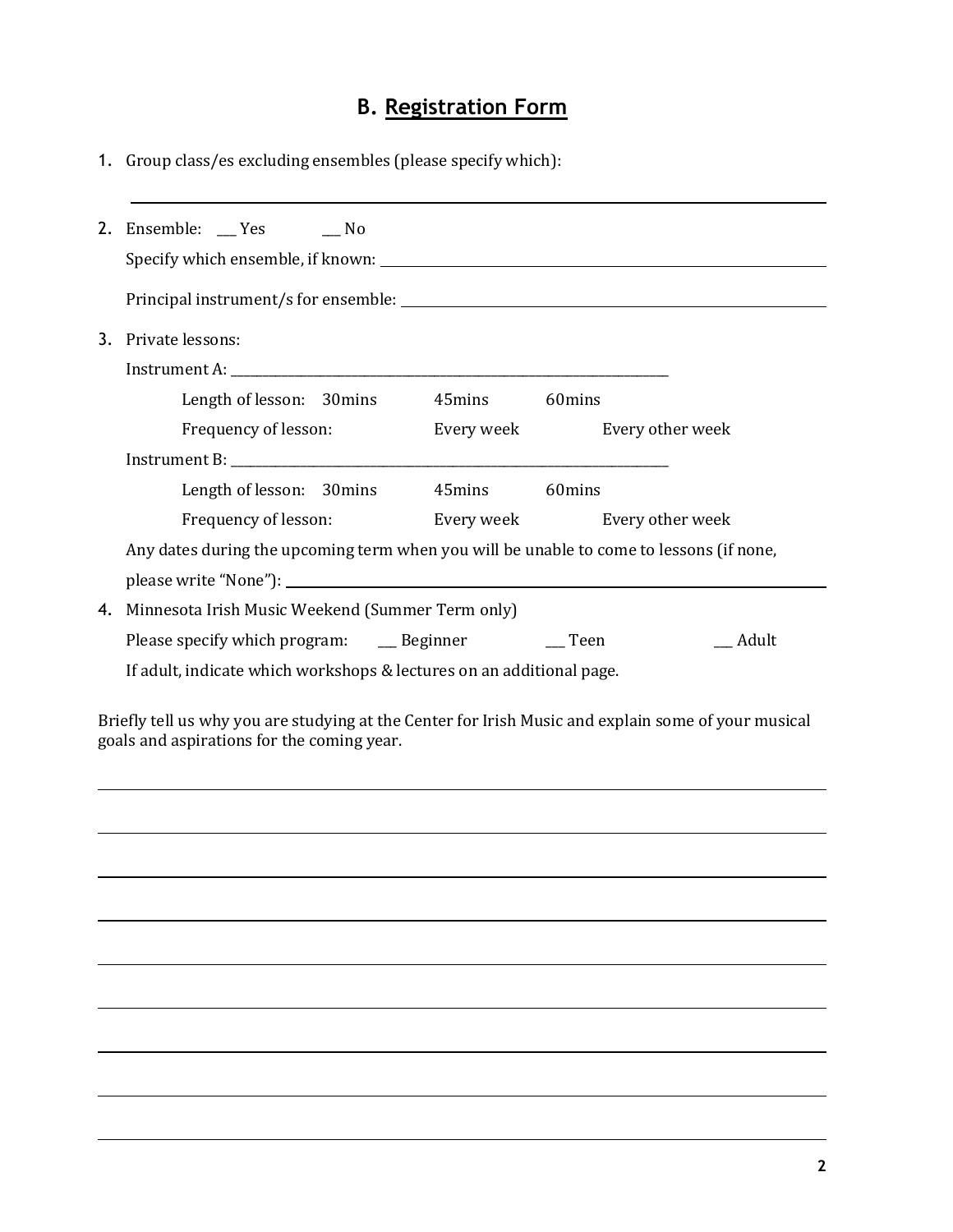## B. Registration Form

1. Group class/es excluding ensembles (please specify which):

   ______________________________________________________________________

2. Ensemble: ___ Yes ___ No

   Specify which ensemble, if known: ______________________________________

   Principal instrument/s for ensemble: ____________________________________

3. Private lessons:

   Instrument A: ________________________________________________

   Length of lesson: 30mins 45mins 60mins

   Frequency of lesson: Every week Every other week

   Instrument B: ________________________________________________

   Length of lesson: 30mins 45mins 60mins

   Frequency of lesson: Every week Every other week

   Any dates during the upcoming term when you will be unable to come to lessons (if none, please write "None"): ______________________________________________

4. Minnesota Irish Music Weekend (Summer Term only)

   Please specify which program: ___ Beginner ___ Teen ___ Adult

   If adult, indicate which workshops & lectures on an additional page.

Briefly tell us why you are studying at the Center for Irish Music and explain some of your musical goals and aspirations for the coming year.

______________________________________________________________________

______________________________________________________________________

______________________________________________________________________

______________________________________________________________________

______________________________________________________________________

______________________________________________________________________

______________________________________________________________________

______________________________________________________________________

______________________________________________________________________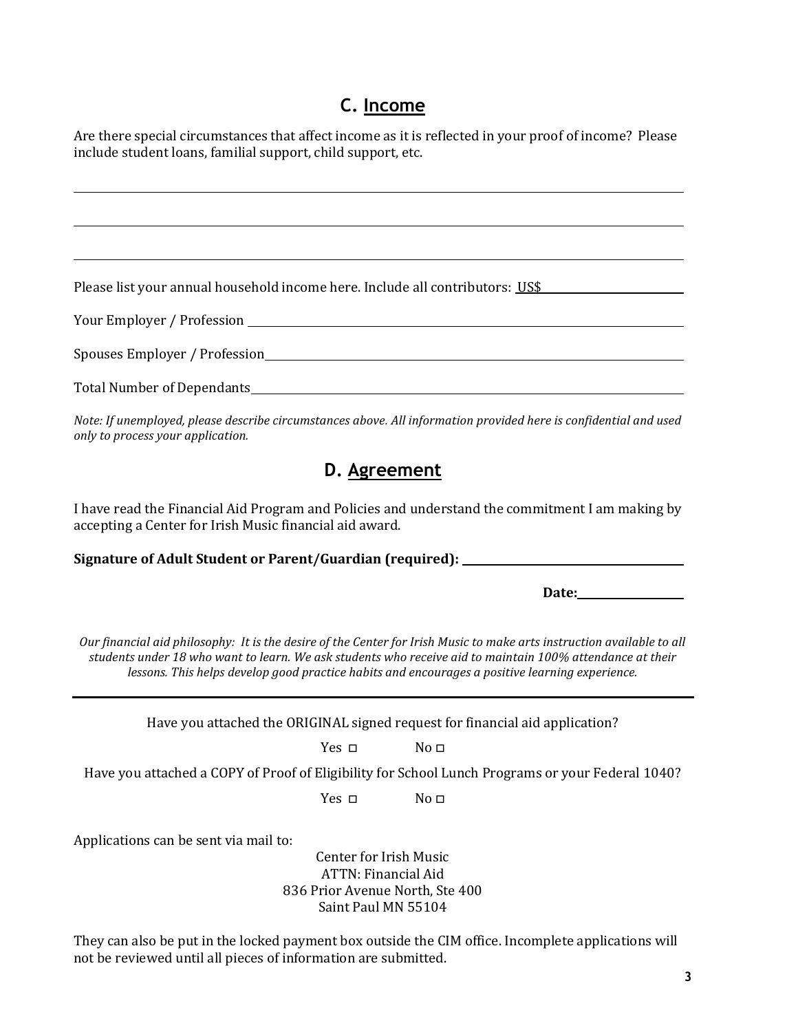## C. Income

Are there special circumstances that affect income as it is reflected in your proof of income? Please include student loans, familial support, child support, etc.

\_\_\_\_\_\_\_\_\_\_\_\_\_\_\_\_\_\_\_\_\_\_\_\_\_\_\_\_\_\_\_\_\_\_\_\_\_\_\_\_\_\_\_\_\_\_\_\_\_\_\_\_\_\_\_\_\_\_\_\_\_\_\_\_\_\_\_\_\_\_

\_\_\_\_\_\_\_\_\_\_\_\_\_\_\_\_\_\_\_\_\_\_\_\_\_\_\_\_\_\_\_\_\_\_\_\_\_\_\_\_\_\_\_\_\_\_\_\_\_\_\_\_\_\_\_\_\_\_\_\_\_\_\_\_\_\_\_\_\_\_

\_\_\_\_\_\_\_\_\_\_\_\_\_\_\_\_\_\_\_\_\_\_\_\_\_\_\_\_\_\_\_\_\_\_\_\_\_\_\_\_\_\_\_\_\_\_\_\_\_\_\_\_\_\_\_\_\_\_\_\_\_\_\_\_\_\_\_\_\_\_

Please list your annual household income here. Include all contributors: US$ \_\_\_\_\_\_\_\_\_\_\_\_\_\_\_\_\_\_\_\_

Your Employer / Profession \_\_\_\_\_\_\_\_\_\_\_\_\_\_\_\_\_\_\_\_\_\_\_\_\_\_\_\_\_\_\_\_\_\_\_\_\_\_\_\_\_\_\_\_\_\_\_\_

Spouses Employer / Profession \_\_\_\_\_\_\_\_\_\_\_\_\_\_\_\_\_\_\_\_\_\_\_\_\_\_\_\_\_\_\_\_\_\_\_\_\_\_\_\_\_\_\_\_\_

Total Number of Dependants \_\_\_\_\_\_\_\_\_\_\_\_\_\_\_\_\_\_\_\_\_\_\_\_\_\_\_\_\_\_\_\_\_\_\_\_\_\_\_\_\_\_\_\_\_\_\_\_

*Note: If unemployed, please describe circumstances above. All information provided here is confidential and used only to process your application.*

## D. Agreement

I have read the Financial Aid Program and Policies and understand the commitment I am making by accepting a Center for Irish Music financial aid award.

**Signature of Adult Student or Parent/Guardian (required):** \_\_\_\_\_\_\_\_\_\_\_\_\_\_\_\_\_\_\_\_\_\_\_\_\_\_\_\_

**Date:** \_\_\_\_\_\_\_\_\_\_\_\_\_\_

*Our financial aid philosophy: It is the desire of the Center for Irish Music to make arts instruction available to all students under 18 who want to learn. We ask students who receive aid to maintain 100% attendance at their lessons. This helps develop good practice habits and encourages a positive learning experience.*

---

Have you attached the ORIGINAL signed request for financial aid application?

Yes ☐ No ☐

Have you attached a COPY of Proof of Eligibility for School Lunch Programs or your Federal 1040?

Yes ☐ No ☐

Applications can be sent via mail to:

Center for Irish Music
ATTN: Financial Aid
836 Prior Avenue North, Ste 400
Saint Paul MN 55104

They can also be put in the locked payment box outside the CIM office. Incomplete applications will not be reviewed until all pieces of information are submitted.